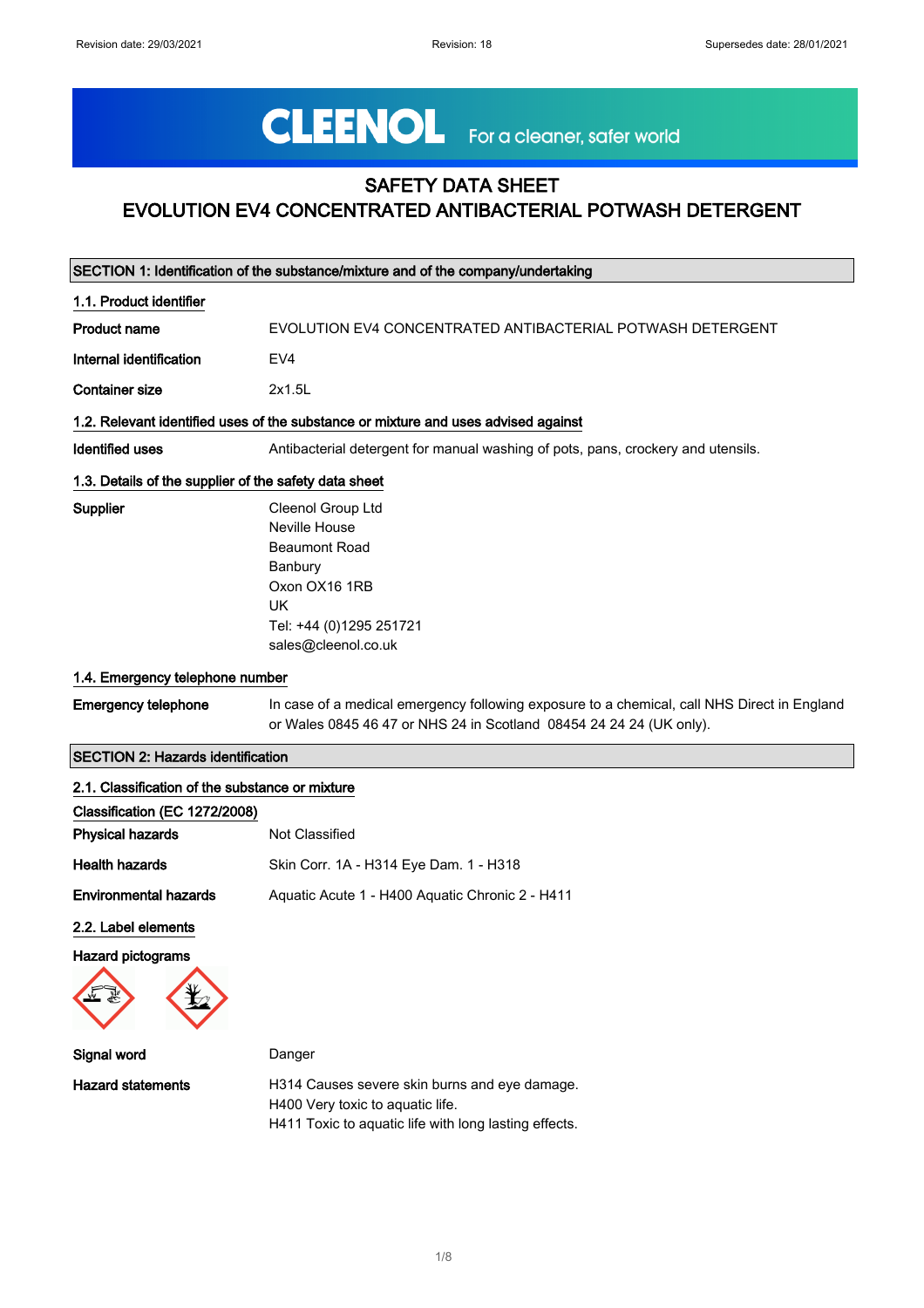Revision date: 29/03/2021 Revision: 18 Supersedes date: 28/01/2021

CLEENOL For a cleaner, safer world

# SAFETY DATA SHEET
# EVOLUTION EV4 CONCENTRATED ANTIBACTERIAL POTWASH DETERGENT

## SECTION 1: Identification of the substance/mixture and of the company/undertaking

### 1.1. Product identifier

**Product name** EVOLUTION EV4 CONCENTRATED ANTIBACTERIAL POTWASH DETERGENT

**Internal identification** EV4

**Container size** 2x1.5L

### 1.2. Relevant identified uses of the substance or mixture and uses advised against

**Identified uses** Antibacterial detergent for manual washing of pots, pans, crockery and utensils.

### 1.3. Details of the supplier of the safety data sheet

**Supplier**
Cleenol Group Ltd
Neville House
Beaumont Road
Banbury
Oxon OX16 1RB
UK
Tel: +44 (0)1295 251721
sales@cleenol.co.uk

### 1.4. Emergency telephone number

**Emergency telephone** In case of a medical emergency following exposure to a chemical, call NHS Direct in England or Wales 0845 46 47 or NHS 24 in Scotland 08454 24 24 24 (UK only).

## SECTION 2: Hazards identification

### 2.1. Classification of the substance or mixture

**Classification (EC 1272/2008)**

**Physical hazards** Not Classified

**Health hazards** Skin Corr. 1A - H314 Eye Dam. 1 - H318

**Environmental hazards** Aquatic Acute 1 - H400 Aquatic Chronic 2 - H411

### 2.2. Label elements

**Hazard pictograms**

**Signal word** Danger

**Hazard statements**
H314 Causes severe skin burns and eye damage.
H400 Very toxic to aquatic life.
H411 Toxic to aquatic life with long lasting effects.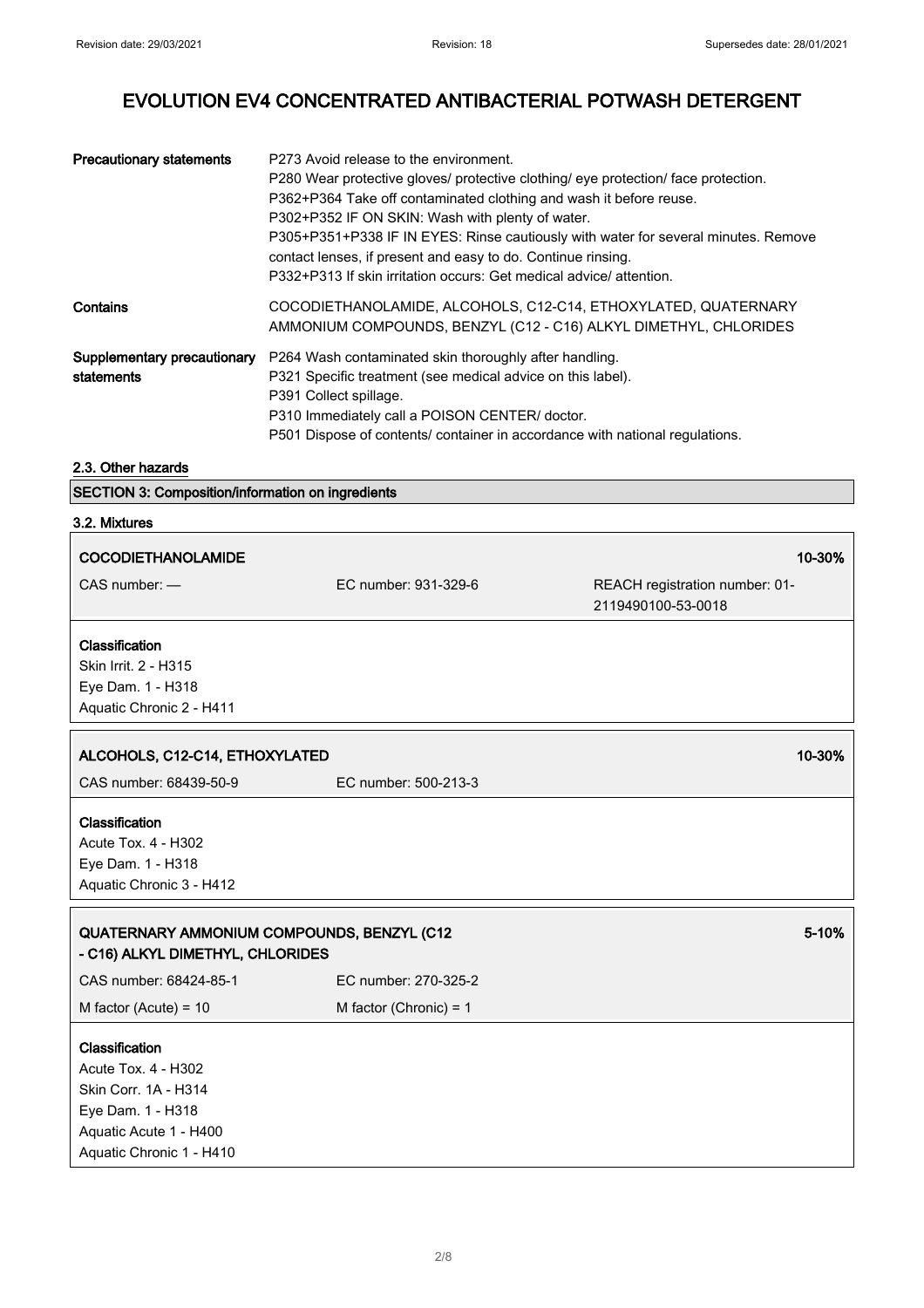| | |
|---|---|
| **Precautionary statements** | P273 Avoid release to the environment.<br>P280 Wear protective gloves/ protective clothing/ eye protection/ face protection.<br>P362+P364 Take off contaminated clothing and wash it before reuse.<br>P302+P352 IF ON SKIN: Wash with plenty of water.<br>P305+P351+P338 IF IN EYES: Rinse cautiously with water for several minutes. Remove contact lenses, if present and easy to do. Continue rinsing.<br>P332+P313 If skin irritation occurs: Get medical advice/ attention. |
| **Contains** | COCODIETHANOLAMIDE, ALCOHOLS, C12-C14, ETHOXYLATED, QUATERNARY AMMONIUM COMPOUNDS, BENZYL (C12 - C16) ALKYL DIMETHYL, CHLORIDES |
| **Supplementary precautionary statements** | P264 Wash contaminated skin thoroughly after handling.<br>P321 Specific treatment (see medical advice on this label).<br>P391 Collect spillage.<br>P310 Immediately call a POISON CENTER/ doctor.<br>P501 Dispose of contents/ container in accordance with national regulations. |

### 2.3. Other hazards

## SECTION 3: Composition/information on ingredients

### 3.2. Mixtures

| **COCODIETHANOLAMIDE** | | **10-30%** |
|---|---|---|
| CAS number: — | EC number: 931-329-6 | REACH registration number: 01-2119490100-53-0018 |

**Classification**
Skin Irrit. 2 - H315
Eye Dam. 1 - H318
Aquatic Chronic 2 - H411

| **ALCOHOLS, C12-C14, ETHOXYLATED** | | **10-30%** |
|---|---|---|
| CAS number: 68439-50-9 | EC number: 500-213-3 | |

**Classification**
Acute Tox. 4 - H302
Eye Dam. 1 - H318
Aquatic Chronic 3 - H412

| **QUATERNARY AMMONIUM COMPOUNDS, BENZYL (C12 - C16) ALKYL DIMETHYL, CHLORIDES** | | **5-10%** |
|---|---|---|
| CAS number: 68424-85-1 | EC number: 270-325-2 | |
| M factor (Acute) = 10 | M factor (Chronic) = 1 | |

**Classification**
Acute Tox. 4 - H302
Skin Corr. 1A - H314
Eye Dam. 1 - H318
Aquatic Acute 1 - H400
Aquatic Chronic 1 - H410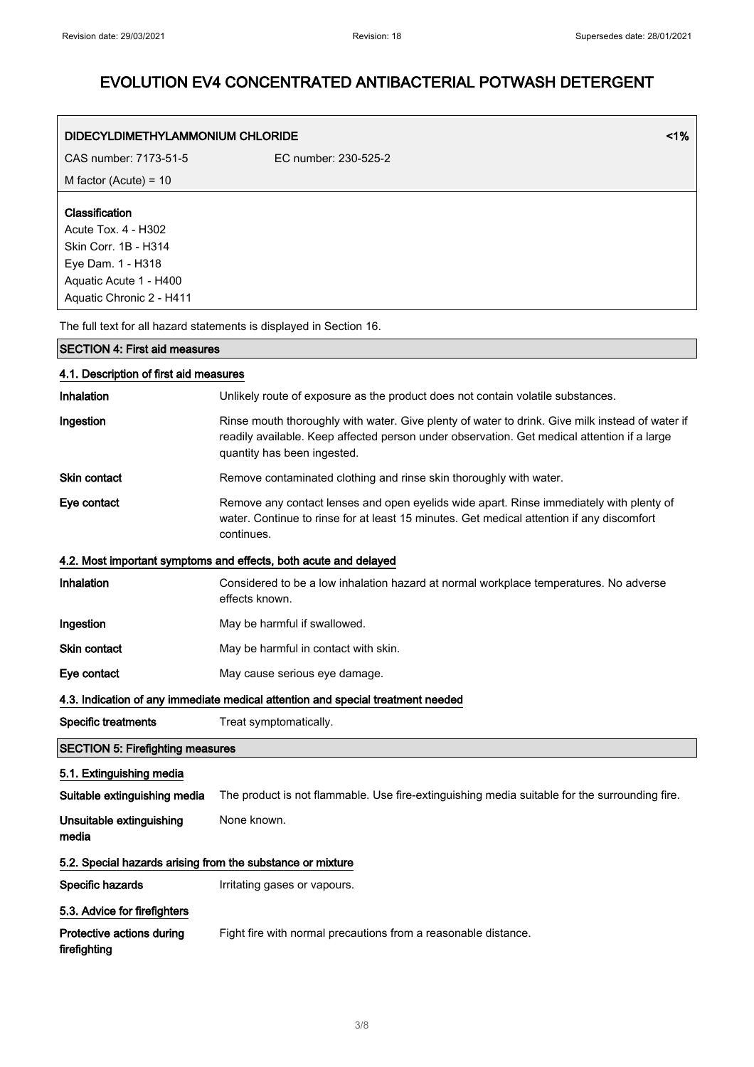# EVOLUTION EV4 CONCENTRATED ANTIBACTERIAL POTWASH DETERGENT

| DIDECYLDIMETHYLAMMONIUM CHLORIDE | | <1% |
|---|---|---|
| CAS number: 7173-51-5 | EC number: 230-525-2 | |
| M factor (Acute) = 10 | | |

**Classification**
Acute Tox. 4 - H302
Skin Corr. 1B - H314
Eye Dam. 1 - H318
Aquatic Acute 1 - H400
Aquatic Chronic 2 - H411

The full text for all hazard statements is displayed in Section 16.

## SECTION 4: First aid measures

### 4.1. Description of first aid measures

| | |
|---|---|
| **Inhalation** | Unlikely route of exposure as the product does not contain volatile substances. |
| **Ingestion** | Rinse mouth thoroughly with water. Give plenty of water to drink. Give milk instead of water if readily available. Keep affected person under observation. Get medical attention if a large quantity has been ingested. |
| **Skin contact** | Remove contaminated clothing and rinse skin thoroughly with water. |
| **Eye contact** | Remove any contact lenses and open eyelids wide apart. Rinse immediately with plenty of water. Continue to rinse for at least 15 minutes. Get medical attention if any discomfort continues. |

### 4.2. Most important symptoms and effects, both acute and delayed

| | |
|---|---|
| **Inhalation** | Considered to be a low inhalation hazard at normal workplace temperatures. No adverse effects known. |
| **Ingestion** | May be harmful if swallowed. |
| **Skin contact** | May be harmful in contact with skin. |
| **Eye contact** | May cause serious eye damage. |

### 4.3. Indication of any immediate medical attention and special treatment needed

| | |
|---|---|
| **Specific treatments** | Treat symptomatically. |

## SECTION 5: Firefighting measures

### 5.1. Extinguishing media

| | |
|---|---|
| **Suitable extinguishing media** | The product is not flammable. Use fire-extinguishing media suitable for the surrounding fire. |
| **Unsuitable extinguishing media** | None known. |

### 5.2. Special hazards arising from the substance or mixture

| | |
|---|---|
| **Specific hazards** | Irritating gases or vapours. |

### 5.3. Advice for firefighters

| | |
|---|---|
| **Protective actions during firefighting** | Fight fire with normal precautions from a reasonable distance. |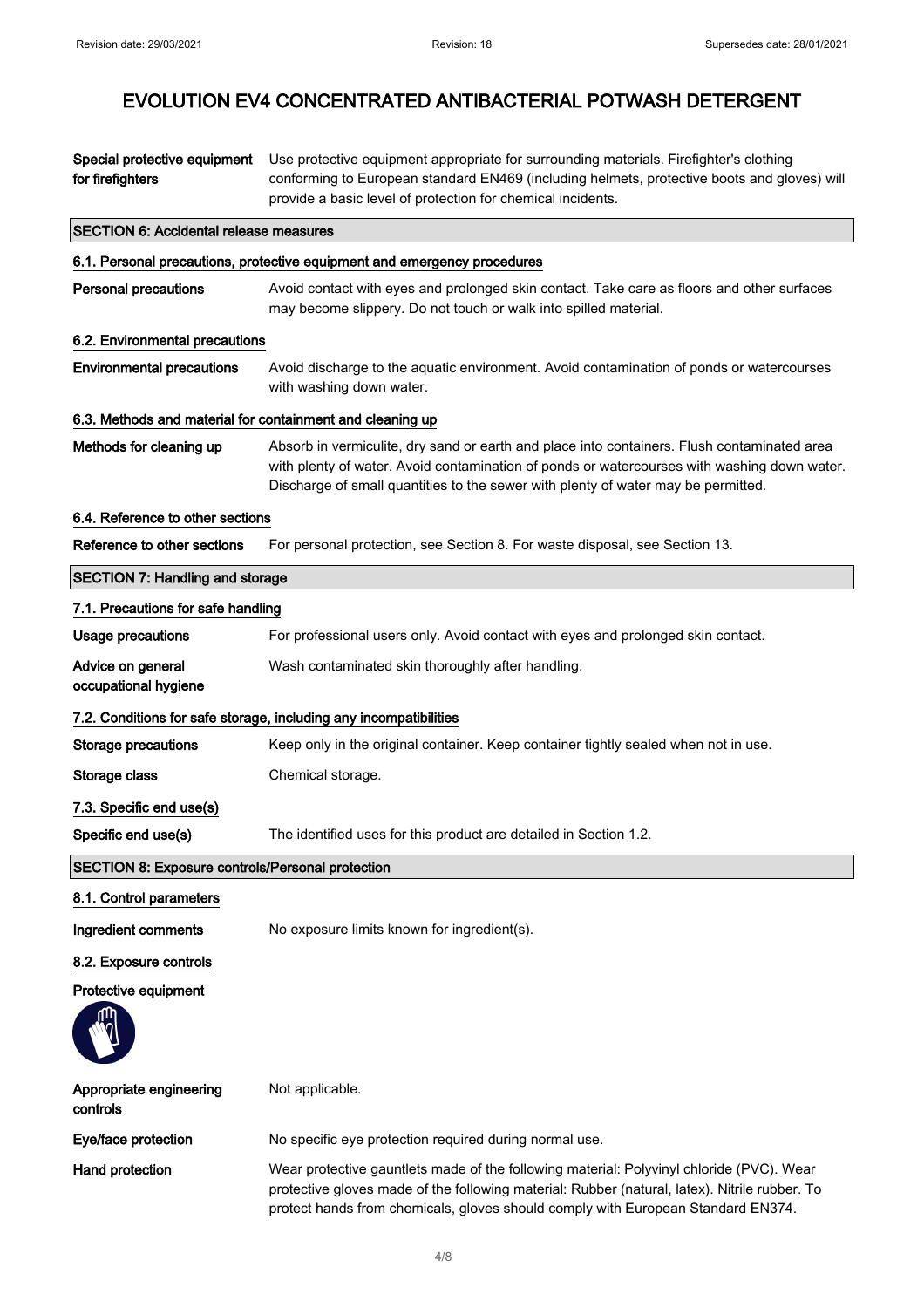# EVOLUTION EV4 CONCENTRATED ANTIBACTERIAL POTWASH DETERGENT

| | |
|---|---|
| **Special protective equipment for firefighters** | Use protective equipment appropriate for surrounding materials. Firefighter's clothing conforming to European standard EN469 (including helmets, protective boots and gloves) will provide a basic level of protection for chemical incidents. |

## SECTION 6: Accidental release measures

### 6.1. Personal precautions, protective equipment and emergency procedures

| | |
|---|---|
| **Personal precautions** | Avoid contact with eyes and prolonged skin contact. Take care as floors and other surfaces may become slippery. Do not touch or walk into spilled material. |

### 6.2. Environmental precautions

| | |
|---|---|
| **Environmental precautions** | Avoid discharge to the aquatic environment. Avoid contamination of ponds or watercourses with washing down water. |

### 6.3. Methods and material for containment and cleaning up

| | |
|---|---|
| **Methods for cleaning up** | Absorb in vermiculite, dry sand or earth and place into containers. Flush contaminated area with plenty of water. Avoid contamination of ponds or watercourses with washing down water. Discharge of small quantities to the sewer with plenty of water may be permitted. |

### 6.4. Reference to other sections

| | |
|---|---|
| **Reference to other sections** | For personal protection, see Section 8. For waste disposal, see Section 13. |

## SECTION 7: Handling and storage

### 7.1. Precautions for safe handling

| | |
|---|---|
| **Usage precautions** | For professional users only. Avoid contact with eyes and prolonged skin contact. |
| **Advice on general occupational hygiene** | Wash contaminated skin thoroughly after handling. |

### 7.2. Conditions for safe storage, including any incompatibilities

| | |
|---|---|
| **Storage precautions** | Keep only in the original container. Keep container tightly sealed when not in use. |
| **Storage class** | Chemical storage. |

### 7.3. Specific end use(s)

| | |
|---|---|
| **Specific end use(s)** | The identified uses for this product are detailed in Section 1.2. |

## SECTION 8: Exposure controls/Personal protection

### 8.1. Control parameters

| | |
|---|---|
| **Ingredient comments** | No exposure limits known for ingredient(s). |

### 8.2. Exposure controls

**Protective equipment**

| | |
|---|---|
| **Appropriate engineering controls** | Not applicable. |
| **Eye/face protection** | No specific eye protection required during normal use. |
| **Hand protection** | Wear protective gauntlets made of the following material: Polyvinyl chloride (PVC). Wear protective gloves made of the following material: Rubber (natural, latex). Nitrile rubber. To protect hands from chemicals, gloves should comply with European Standard EN374. |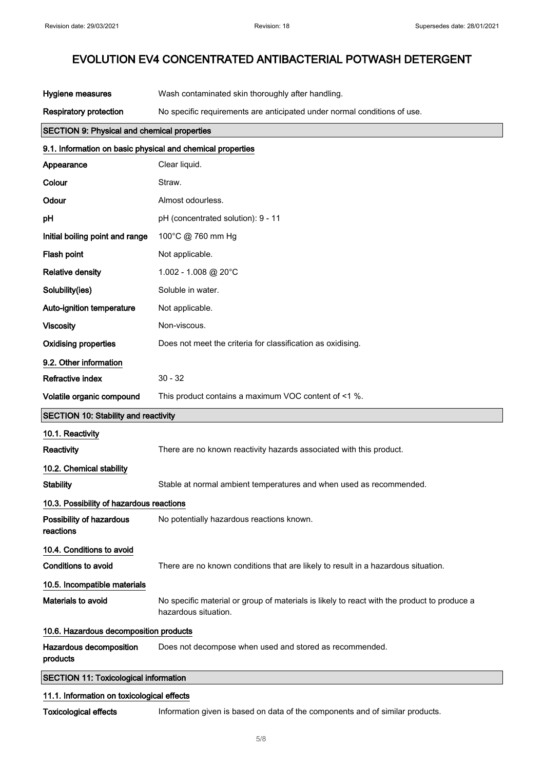| | |
|---|---|
| **Hygiene measures** | Wash contaminated skin thoroughly after handling. |
| **Respiratory protection** | No specific requirements are anticipated under normal conditions of use. |

## SECTION 9: Physical and chemical properties

### 9.1. Information on basic physical and chemical properties

| | |
|---|---|
| **Appearance** | Clear liquid. |
| **Colour** | Straw. |
| **Odour** | Almost odourless. |
| **pH** | pH (concentrated solution): 9 - 11 |
| **Initial boiling point and range** | 100°C @ 760 mm Hg |
| **Flash point** | Not applicable. |
| **Relative density** | 1.002 - 1.008 @ 20°C |
| **Solubility(ies)** | Soluble in water. |
| **Auto-ignition temperature** | Not applicable. |
| **Viscosity** | Non-viscous. |
| **Oxidising properties** | Does not meet the criteria for classification as oxidising. |

### 9.2. Other information

| | |
|---|---|
| **Refractive index** | 30 - 32 |
| **Volatile organic compound** | This product contains a maximum VOC content of <1 %. |

## SECTION 10: Stability and reactivity

### 10.1. Reactivity

| | |
|---|---|
| **Reactivity** | There are no known reactivity hazards associated with this product. |

### 10.2. Chemical stability

| | |
|---|---|
| **Stability** | Stable at normal ambient temperatures and when used as recommended. |

### 10.3. Possibility of hazardous reactions

| | |
|---|---|
| **Possibility of hazardous reactions** | No potentially hazardous reactions known. |

### 10.4. Conditions to avoid

| | |
|---|---|
| **Conditions to avoid** | There are no known conditions that are likely to result in a hazardous situation. |

### 10.5. Incompatible materials

| | |
|---|---|
| **Materials to avoid** | No specific material or group of materials is likely to react with the product to produce a hazardous situation. |

### 10.6. Hazardous decomposition products

| | |
|---|---|
| **Hazardous decomposition products** | Does not decompose when used and stored as recommended. |

## SECTION 11: Toxicological information

### 11.1. Information on toxicological effects

| | |
|---|---|
| **Toxicological effects** | Information given is based on data of the components and of similar products. |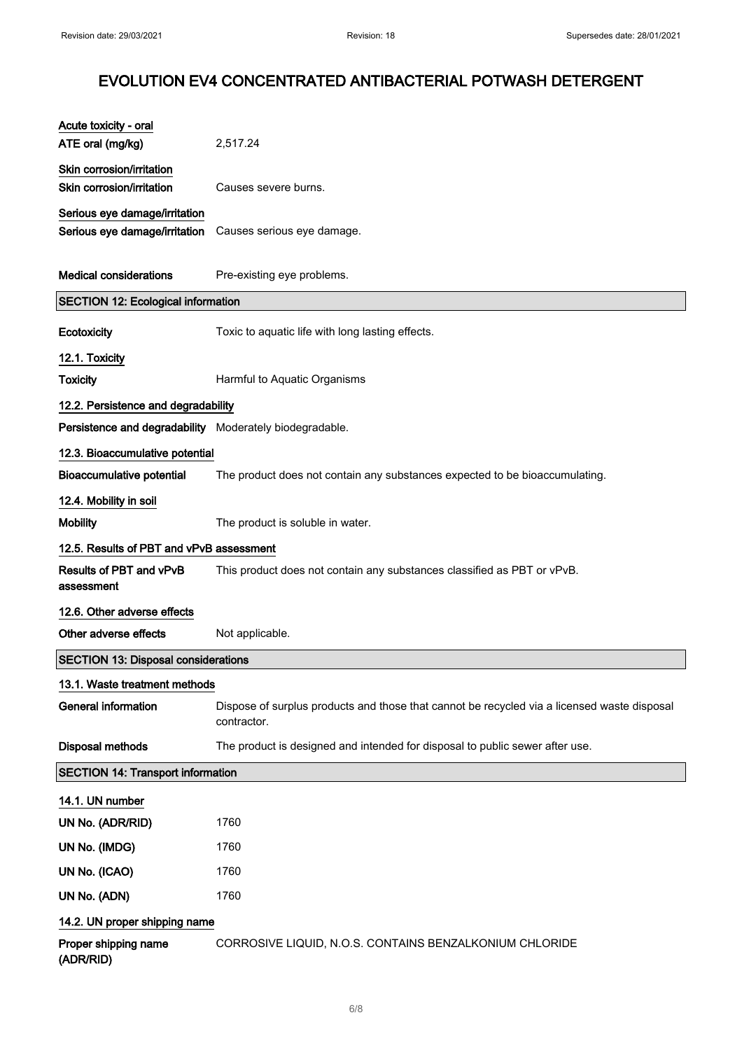# EVOLUTION EV4 CONCENTRATED ANTIBACTERIAL POTWASH DETERGENT

**Acute toxicity - oral**

| | |
|---|---|
| **ATE oral (mg/kg)** | 2,517.24 |

**Skin corrosion/irritation**

| | |
|---|---|
| **Skin corrosion/irritation** | Causes severe burns. |

**Serious eye damage/irritation**

| | |
|---|---|
| **Serious eye damage/irritation** | Causes serious eye damage. |
| **Medical considerations** | Pre-existing eye problems. |

## SECTION 12: Ecological information

| | |
|---|---|
| **Ecotoxicity** | Toxic to aquatic life with long lasting effects. |

### 12.1. Toxicity

| | |
|---|---|
| **Toxicity** | Harmful to Aquatic Organisms |

### 12.2. Persistence and degradability

| | |
|---|---|
| **Persistence and degradability** | Moderately biodegradable. |

### 12.3. Bioaccumulative potential

| | |
|---|---|
| **Bioaccumulative potential** | The product does not contain any substances expected to be bioaccumulating. |

### 12.4. Mobility in soil

| | |
|---|---|
| **Mobility** | The product is soluble in water. |

### 12.5. Results of PBT and vPvB assessment

| | |
|---|---|
| **Results of PBT and vPvB assessment** | This product does not contain any substances classified as PBT or vPvB. |

### 12.6. Other adverse effects

| | |
|---|---|
| **Other adverse effects** | Not applicable. |

## SECTION 13: Disposal considerations

### 13.1. Waste treatment methods

| | |
|---|---|
| **General information** | Dispose of surplus products and those that cannot be recycled via a licensed waste disposal contractor. |
| **Disposal methods** | The product is designed and intended for disposal to public sewer after use. |

## SECTION 14: Transport information

### 14.1. UN number

| | |
|---|---|
| **UN No. (ADR/RID)** | 1760 |
| **UN No. (IMDG)** | 1760 |
| **UN No. (ICAO)** | 1760 |
| **UN No. (ADN)** | 1760 |

### 14.2. UN proper shipping name

| | |
|---|---|
| **Proper shipping name (ADR/RID)** | CORROSIVE LIQUID, N.O.S. CONTAINS BENZALKONIUM CHLORIDE |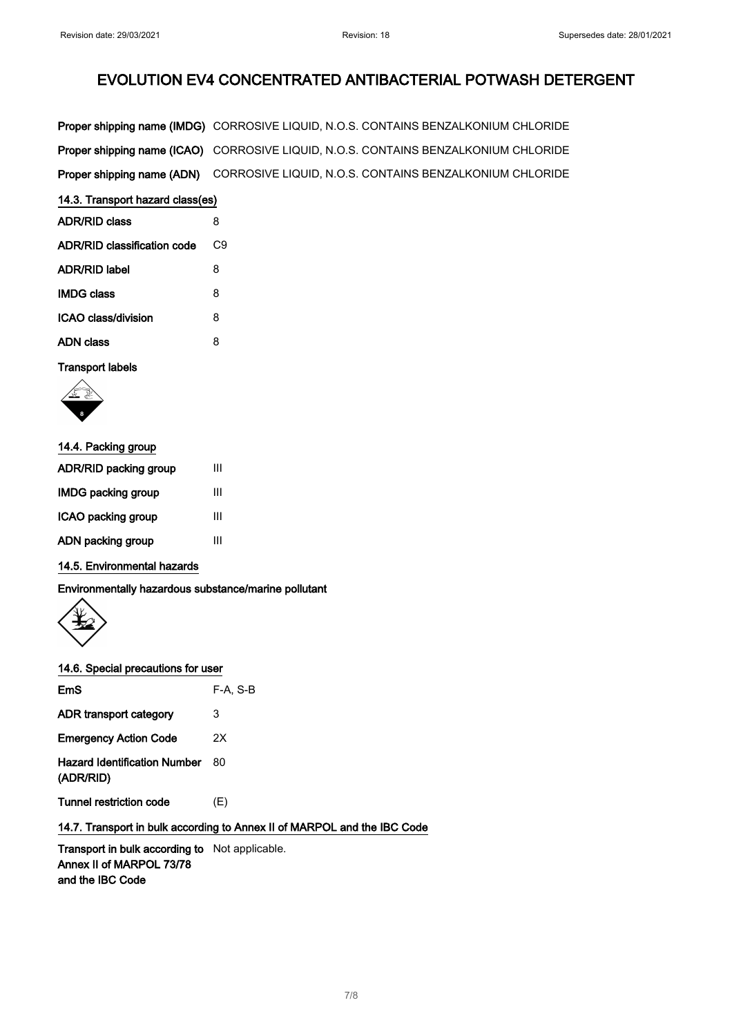# EVOLUTION EV4 CONCENTRATED ANTIBACTERIAL POTWASH DETERGENT

| | |
|---|---|
| **Proper shipping name (IMDG)** | CORROSIVE LIQUID, N.O.S. CONTAINS BENZALKONIUM CHLORIDE |
| **Proper shipping name (ICAO)** | CORROSIVE LIQUID, N.O.S. CONTAINS BENZALKONIUM CHLORIDE |
| **Proper shipping name (ADN)** | CORROSIVE LIQUID, N.O.S. CONTAINS BENZALKONIUM CHLORIDE |

## 14.3. Transport hazard class(es)

| | |
|---|---|
| **ADR/RID class** | 8 |
| **ADR/RID classification code** | C9 |
| **ADR/RID label** | 8 |
| **IMDG class** | 8 |
| **ICAO class/division** | 8 |
| **ADN class** | 8 |

**Transport labels**

## 14.4. Packing group

| | |
|---|---|
| **ADR/RID packing group** | III |
| **IMDG packing group** | III |
| **ICAO packing group** | III |
| **ADN packing group** | III |

## 14.5. Environmental hazards

**Environmentally hazardous substance/marine pollutant**

## 14.6. Special precautions for user

| | |
|---|---|
| **EmS** | F-A, S-B |
| **ADR transport category** | 3 |
| **Emergency Action Code** | 2X |
| **Hazard Identification Number (ADR/RID)** | 80 |
| **Tunnel restriction code** | (E) |

## 14.7. Transport in bulk according to Annex II of MARPOL and the IBC Code

| | |
|---|---|
| **Transport in bulk according to Annex II of MARPOL 73/78 and the IBC Code** | Not applicable. |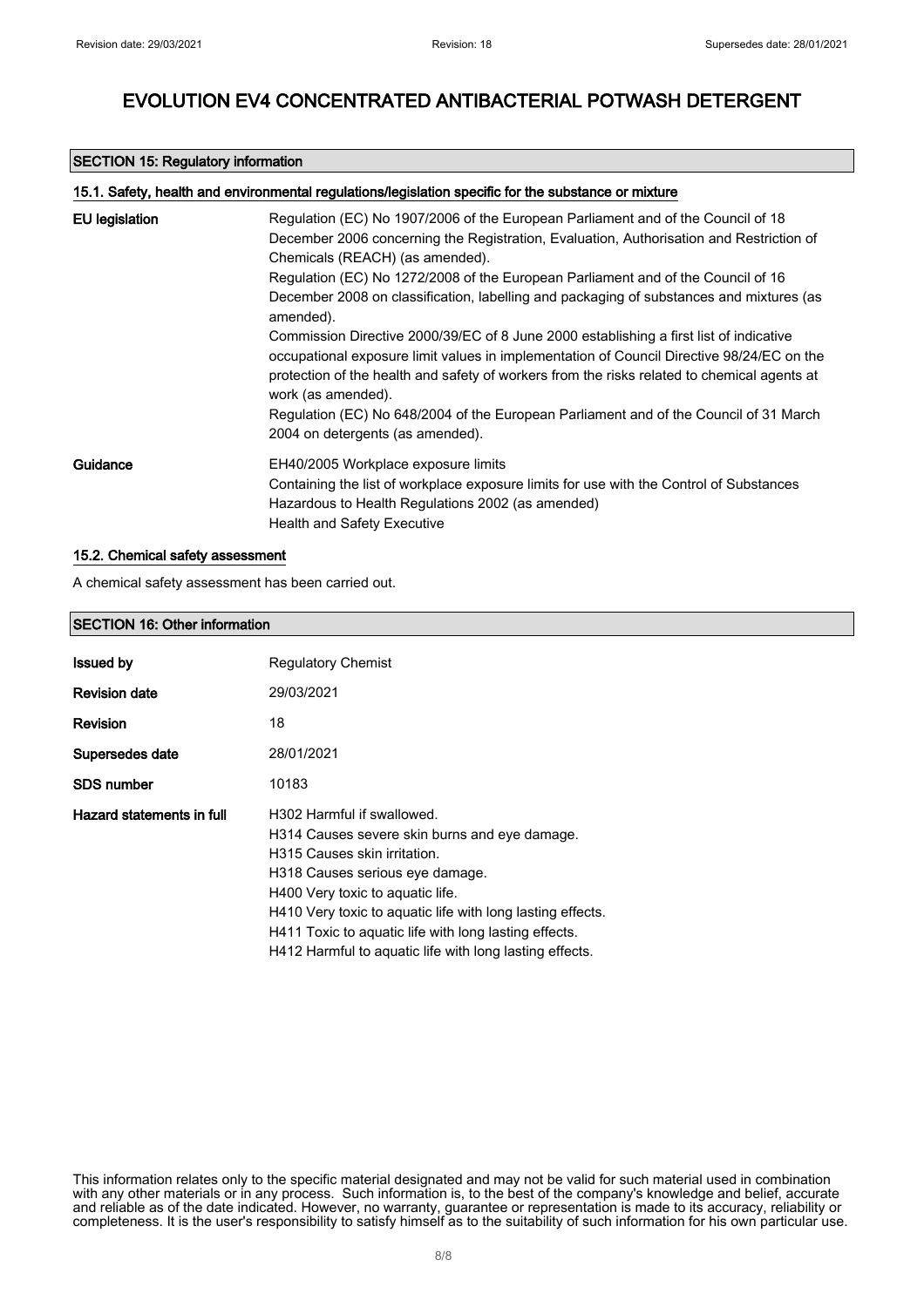## SECTION 15: Regulatory information

### 15.1. Safety, health and environmental regulations/legislation specific for the substance or mixture

| | |
|---|---|
| **EU legislation** | Regulation (EC) No 1907/2006 of the European Parliament and of the Council of 18 December 2006 concerning the Registration, Evaluation, Authorisation and Restriction of Chemicals (REACH) (as amended).<br>Regulation (EC) No 1272/2008 of the European Parliament and of the Council of 16 December 2008 on classification, labelling and packaging of substances and mixtures (as amended).<br>Commission Directive 2000/39/EC of 8 June 2000 establishing a first list of indicative occupational exposure limit values in implementation of Council Directive 98/24/EC on the protection of the health and safety of workers from the risks related to chemical agents at work (as amended).<br>Regulation (EC) No 648/2004 of the European Parliament and of the Council of 31 March 2004 on detergents (as amended). |
| **Guidance** | EH40/2005 Workplace exposure limits<br>Containing the list of workplace exposure limits for use with the Control of Substances Hazardous to Health Regulations 2002 (as amended)<br>Health and Safety Executive |

### 15.2. Chemical safety assessment

A chemical safety assessment has been carried out.

## SECTION 16: Other information

| | |
|---|---|
| **Issued by** | Regulatory Chemist |
| **Revision date** | 29/03/2021 |
| **Revision** | 18 |
| **Supersedes date** | 28/01/2021 |
| **SDS number** | 10183 |
| **Hazard statements in full** | H302 Harmful if swallowed.<br>H314 Causes severe skin burns and eye damage.<br>H315 Causes skin irritation.<br>H318 Causes serious eye damage.<br>H400 Very toxic to aquatic life.<br>H410 Very toxic to aquatic life with long lasting effects.<br>H411 Toxic to aquatic life with long lasting effects.<br>H412 Harmful to aquatic life with long lasting effects. |

This information relates only to the specific material designated and may not be valid for such material used in combination with any other materials or in any process. Such information is, to the best of the company's knowledge and belief, accurate and reliable as of the date indicated. However, no warranty, guarantee or representation is made to its accuracy, reliability or completeness. It is the user's responsibility to satisfy himself as to the suitability of such information for his own particular use.